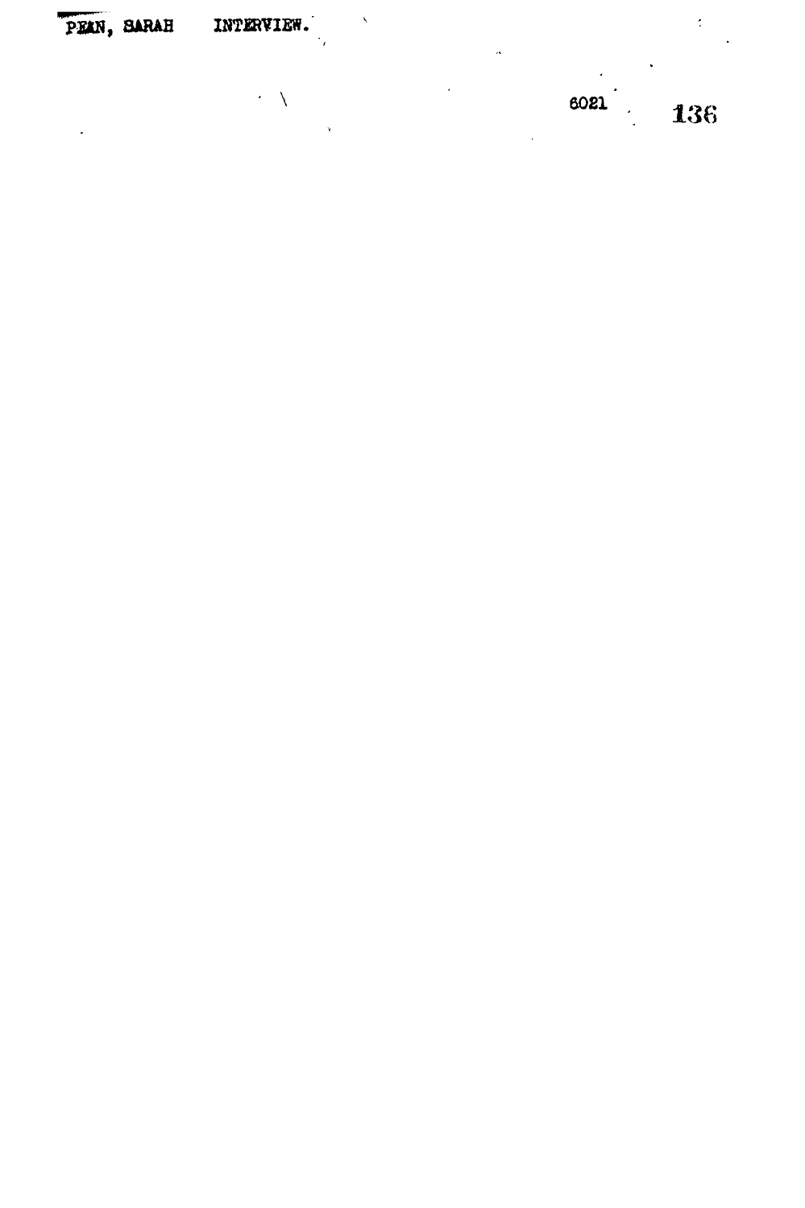PEAN, SARAH INTERVIEW.

6021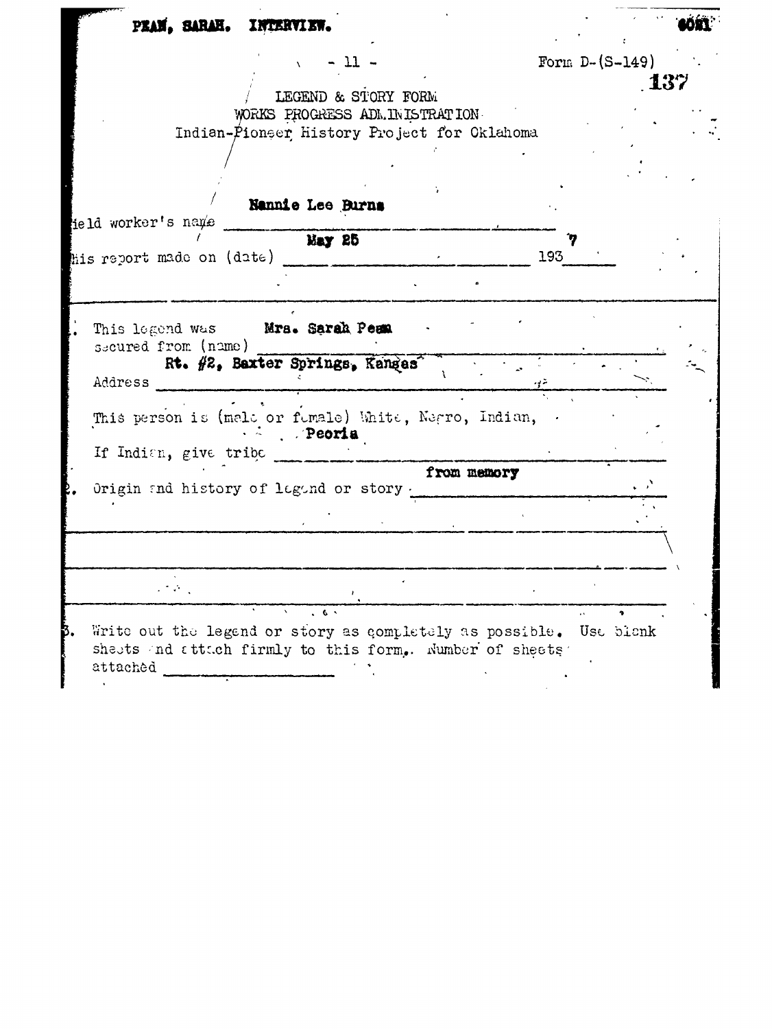PEAM, SARAH. INTERVIEW.

Form D-(S-149)

LEGEND & STORY FORM
WORKS PROGRESS ADMINISTRATION
Indian-Pioneer History Project for Oklahoma

Field worker's name: Nannie Lee Burns

This report made on (date): May 25, 1937

1. This legend was secured from (name): Mrs. Sarah Peam

Address: Rt. #2, Baxter Springs, Kansas

This person is (male or female) White, Negro, Indian,

If Indian, give tribe: Peoria

2. Origin and history of legend or story: from memory

3. Write out the legend or story as completely as possible. Use blank sheets and attach firmly to this form. Number of sheets attached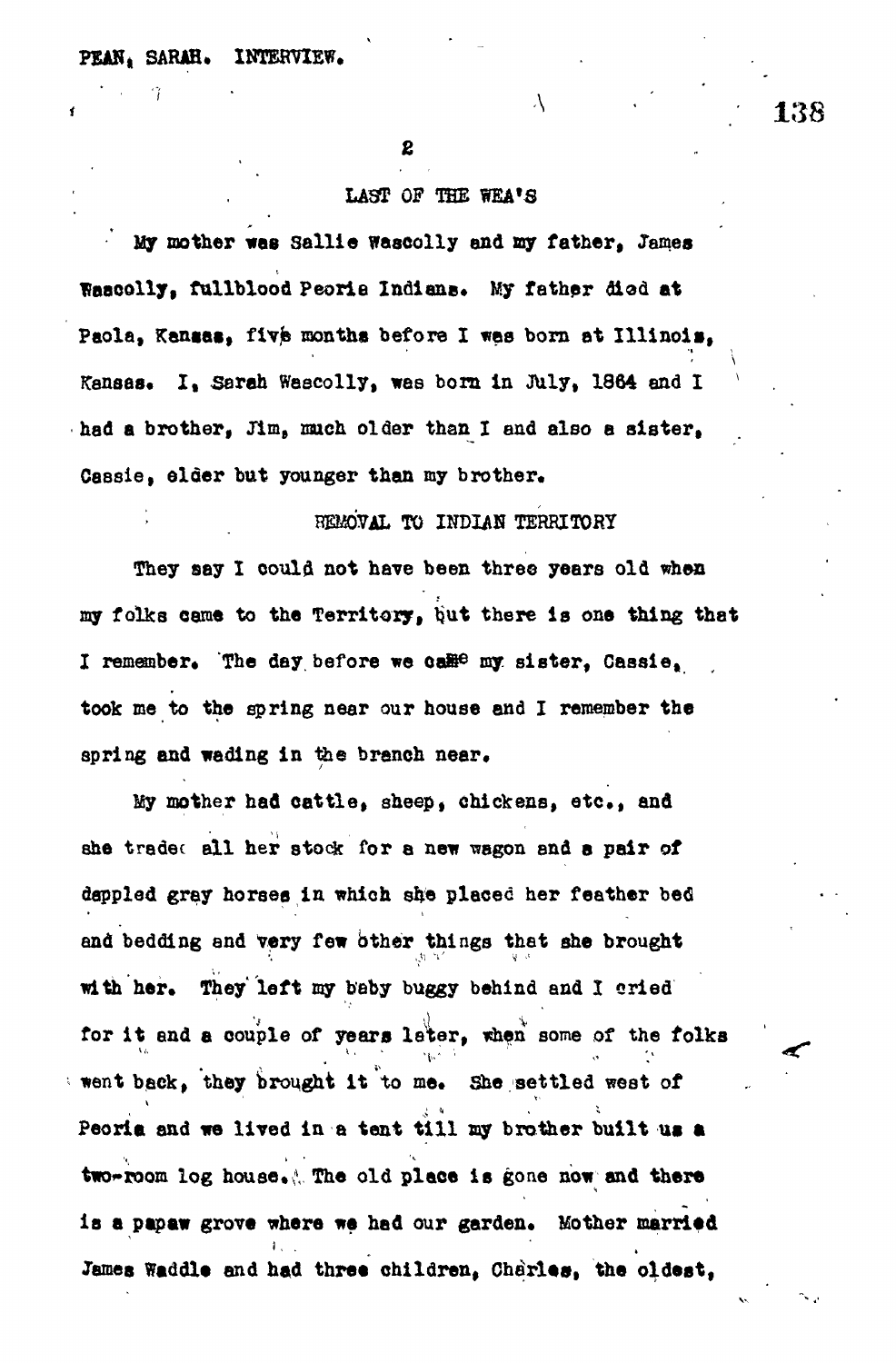## LAST OF THE WEA'S

My mother was Sallie Wascolly and my father, James Wascolly, fullblood Peoria Indians. My father died at Paola, Kansas, five months before I was born at Illinois, Kansas. I, Sarah Wascolly, was born in July, 1864 and I had a brother, Jim, much older than I and also a sister, Cassie, elder but younger than my brother.

## REMOVAL TO INDIAN TERRITORY

They say I could not have been three years old when my folks came to the Territory, but there is one thing that I remember. The day before we came my sister, Cassie, took me to the spring near our house and I remember the spring and wading in the branch near.

My mother had cattle, sheep, chickens, etc., and she traded all her stock for a new wagon and a pair of dappled gray horses in which she placed her feather bed and bedding and very few other things that she brought with her. They left my baby buggy behind and I cried for it and a couple of years later, when some of the folks went back, they brought it to me. She settled west of Peoria and we lived in a tent till my brother built us a two-room log house. The old place is gone now and there is a papaw grove where we had our garden. Mother married James Waddle and had three children, Charles, the oldest,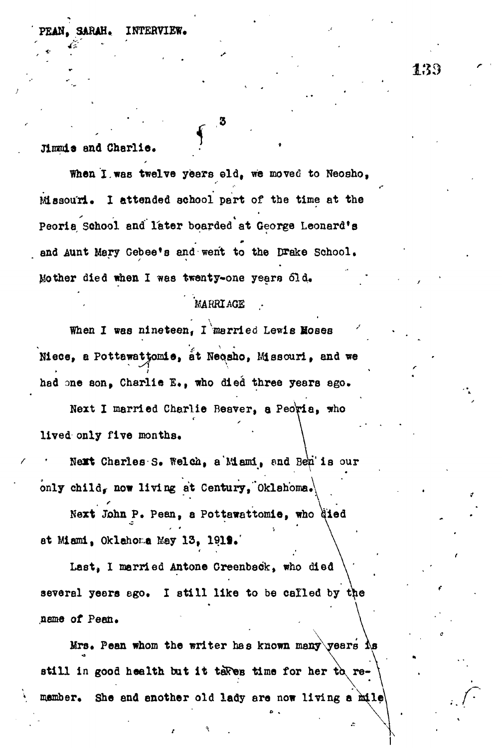Jimmie and Charlie.

When I was twelve years old, we moved to Neosho, Missouri. I attended school part of the time at the Peoria School and later boarded at George Leonard's and Aunt Mary Gebee's and went to the Drake School. Mother died when I was twenty-one years old.

MARRIAGE

When I was nineteen, I married Lewis Moses Niece, a Pottawattomie, at Neosho, Missouri, and we had one son, Charlie E., who died three years ago.

Next I married Charlie Beaver, a Peoria, who lived only five months.

Next Charles S. Welch, a Miami, and Ben is our only child, now living at Century, Oklahoma.

Next John P. Pean, a Pottawattomie, who died at Miami, Oklahoma May 13, 1919.

Last, I married Antone Greenback, who died several years ago. I still like to be called by the name of Pean.

Mrs. Pean whom the writer has known many years is still in good health but it takes time for her to remember. She and another old lady are now living a mile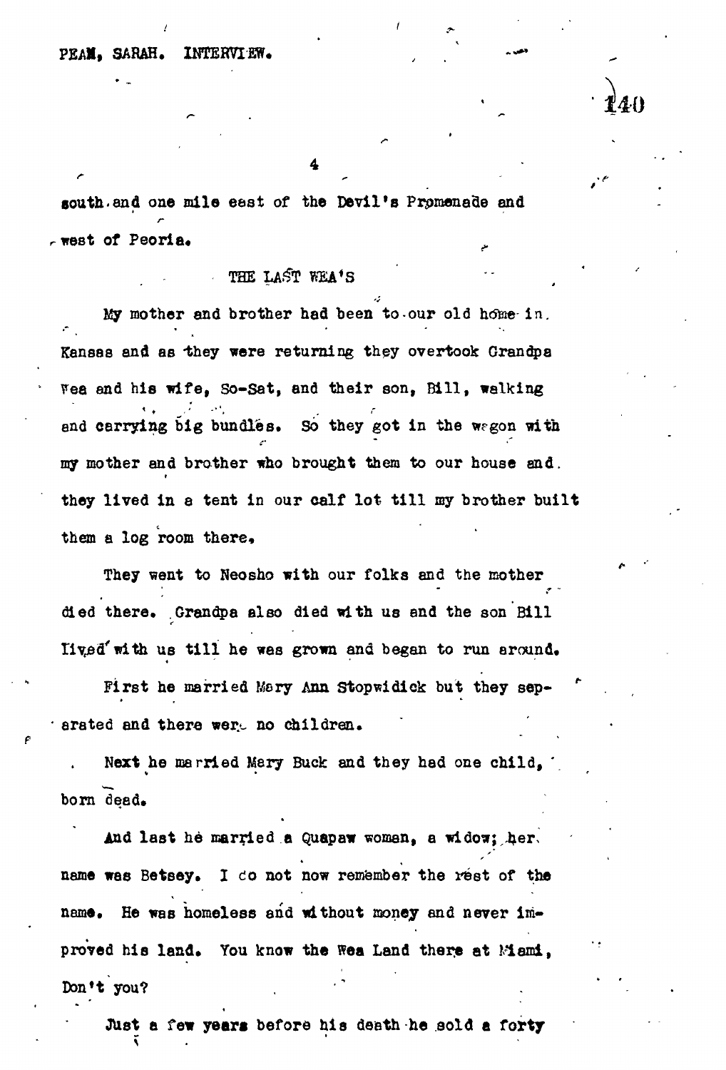south and one mile east of the Devil's Promenade and west of Peoria.

## THE LAST WEA'S

My mother and brother had been to our old home in Kansas and as they were returning they overtook Grandpa Wea and his wife, So-Sat, and their son, Bill, walking and carrying big bundles. So they got in the wagon with my mother and brother who brought them to our house and they lived in a tent in our calf lot till my brother built them a log room there.

They went to Neosho with our folks and the mother died there. Grandpa also died with us and the son Bill lived with us till he was grown and began to run around.

First he married Mary Ann Stopwidick but they separated and there were no children.

Next he married Mary Buck and they had one child, born dead.

And last he married a Quapaw woman, a widow; her name was Betsey. I do not now remember the rest of the name. He was homeless and without money and never improved his land. You know the Wea Land there at Miami, Don't you?

Just a few years before his death he sold a forty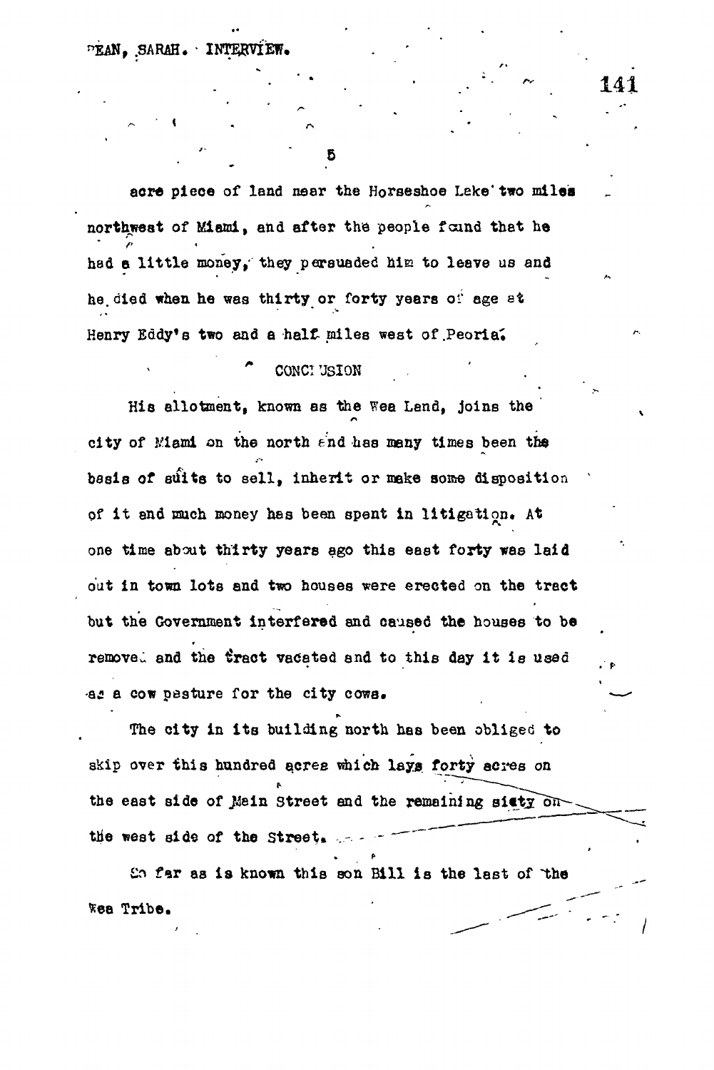acre piece of land near the Horseshoe Lake two miles northwest of Miami, and after the people found that he had a little money, they persuaded him to leave us and he died when he was thirty or forty years of age at Henry Eddy's two and a half miles west of Peoria.

CONCLUSION

His allotment, known as the Wea Land, joins the city of Miami on the north and has many times been the basis of suits to sell, inherit or make some disposition of it and much money has been spent in litigation. At one time about thirty years ago this east forty was laid out in town lots and two houses were erected on the tract but the Government interfered and caused the houses to be removed and the tract vacated and to this day it is used as a cow pasture for the city cows.

The city in its building north has been obliged to skip over this hundred acres which lays forty acres on the east side of Main Street and the remaining sixty on the west side of the Street.

So far as is known this son Bill is the last of the Wea Tribe.